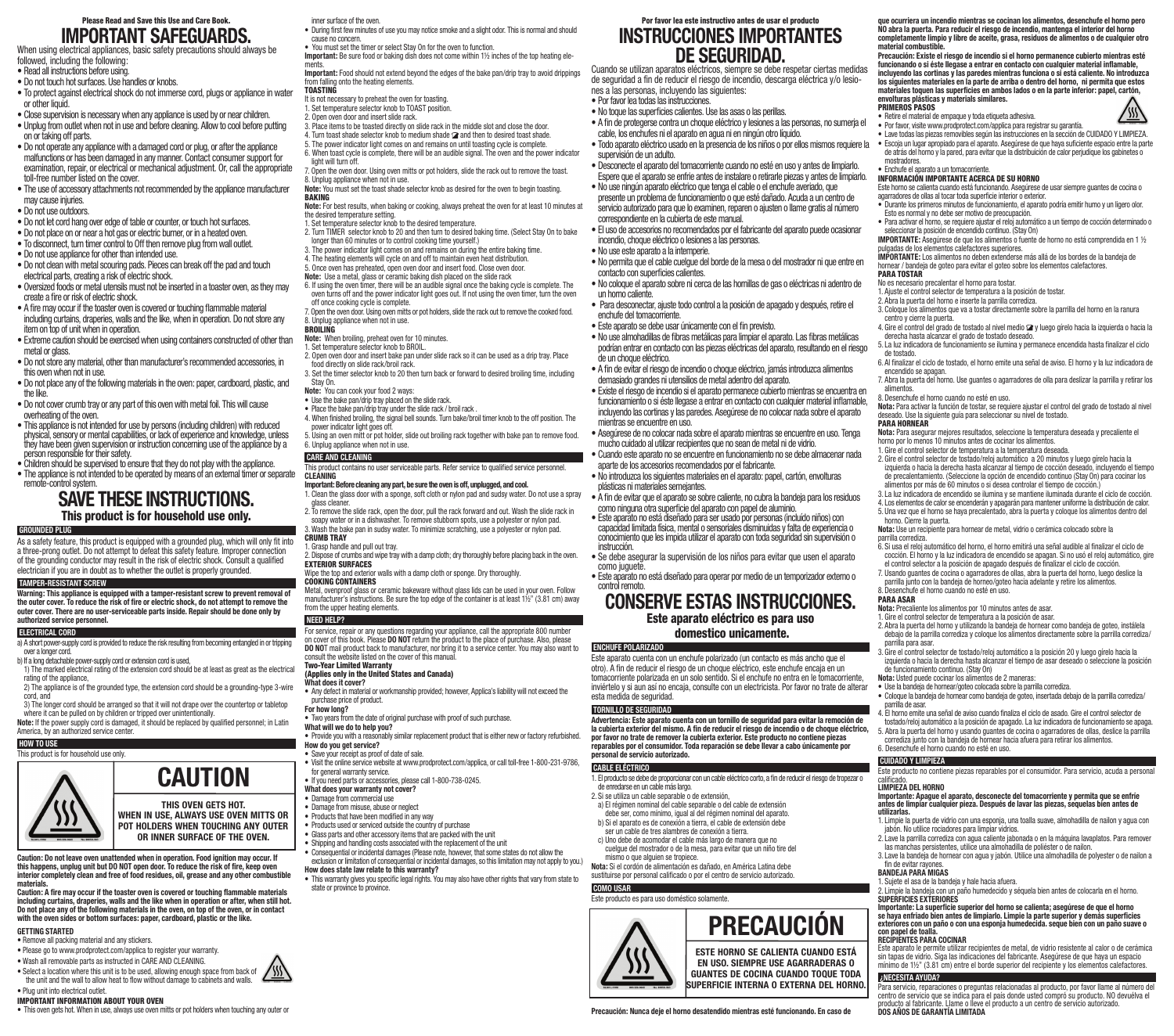**Please Read and Save this Use and Care Book.**

# IMPORTANT SAFEGUARDS.

When using electrical appliances, basic safety precautions should always be followed, including the following:

- Read all instructions before using.
- Do not touch hot surfaces. Use handles or knobs.
- To protect against electrical shock do not immerse cord, plugs or appliance in water or other liquid.
- Close supervision is necessary when any appliance is used by or near children.
- Unplug from outlet when not in use and before cleaning. Allow to cool before putting on or taking off parts.
- Do not operate any appliance with a damaged cord or plug, or after the appliance malfunctions or has been damaged in any manner. Contact consumer support for examination, repair, or electrical or mechanical adjustment. Or, call the appropriate toll-free number listed on the cover.
- The use of accessory attachments not recommended by the appliance manufacturer may cause injuries.
- Do not use outdoors.
- Do not let cord hang over edge of table or counter, or touch hot surfaces.
- Do not place on or near a hot gas or electric burner, or in a heated oven.
- To disconnect, turn timer control to Off then remove plug from wall outlet.
- Do not use appliance for other than intended use.
- Do not clean with metal scouring pads. Pieces can break off the pad and touch electrical parts, creating a risk of electric shock.
- Oversized foods or metal utensils must not be inserted in a toaster oven, as they may create a fire or risk of electric shock.
- A fire may occur if the toaster oven is covered or touching flammable material including curtains, draperies, walls and the like, when in operation. Do not store any item on top of unit when in operation.
- Extreme caution should be exercised when using containers constructed of other than metal or glass.
- Do not store any material, other than manufacturer's recommended accessories, in this oven when not in use.
- Do not place any of the following materials in the oven: paper, cardboard, plastic, and the like.
- Do not cover crumb tray or any part of this oven with metal foil. This will cause overheating of the oven.
- This appliance is not intended for use by persons (including children) with reduced physical, sensory or mental capabilities, or lack of experience and knowledge, unless they have been given supervision or instruction concerning use of the appliance by a person responsible for their safety.
- Children should be supervised to ensure that they do not play with the appliance.
- The appliance is not intended to be operated by means of an external timer or separate remote-control system.

# SAVE THESE INSTRUCTIONS.

**This product is for household use only.**

### GROUNDED PLUG

As a safety feature, this product is equipped with a grounded plug, which will only fit into a three-prong outlet. Do not attempt to defeat this safety feature. Improper connection of the grounding conductor may result in the risk of electric shock. Consult a qualified electrician if you are in doubt as to whether the outlet is properly grounded.

### TAMPER-RESISTANT SCREW

**Warning: This appliance is equipped with a tamper-resistant screw to prevent removal of the outer cover. To reduce the risk of fire or electric shock, do not attempt to remove the outer cover. There are no user-serviceable parts inside. Repair should be done only by authorized service personnel.**

### ELECTRICAL CORD

a) A short power-supply cord is provided to reduce the risk resulting from becoming entangled in or tripping over a longer cord.

b) If a long detachable power-supply cord or extension cord is used,

1) The marked electrical rating of the extension cord should be at least as great as the electrical rating of the appliance,

2) The appliance is of the grounded type, the extension cord should be a grounding-type 3-wire cord, and

3) The longer cord should be arranged so that it will not drape over the countertop or tabletop where it can be pulled on by children or tripped over unintentionally.

**Note:** If the power supply cord is damaged, it should be replaced by qualified personnel; in Latin America, by an authorized service center.

### HOW TO USE

This product is for household use only.

# CAUTION

**THIS OVEN GETS HOT. WHEN IN USE, ALWAYS USE OVEN MITTS OR POT HOLDERS WHEN TOUCHING ANY OUTER OR INNER SURFACE OF THE OVEN.**

**Caution: Do not leave oven unattended when in operation. Food ignition may occur. If this happens, unplug unit but DO NOT open door. To reduce the risk of fire, keep oven interior completely clean and free of food residues, oil, grease and any other combustible materials.**

**Caution: A fire may occur if the toaster oven is covered or touching flammable materials including curtains, draperies, walls and the like when in operation or after, when still hot. Do not place any of the following materials in the oven, on top of the oven, or in contact with the oven sides or bottom surfaces: paper, cardboard, plastic or the like.**

**GETTING STARTED**

- Remove all packing material and any stickers.
- Please go to www.prodprotect.com/applica to register your warranty.
- Wash all removable parts as instructed in CARE AND CLEANING.
- Select a location where this unit is to be used, allowing enough space from back of the unit and the wall to allow heat to flow without damage to cabinets and walls.
- Plug unit into electrical outlet.

**IMPORTANT INFORMATION ABOUT YOUR OVEN**

- This oven gets hot. When in use, always use oven mitts or pot holders when touching any outer or inner surface of the oven.
- During first few minutes of use you may notice smoke and a slight odor. This is normal and should cause no concern.
- You must set the timer or select Stay On for the oven to function.

**Important:** Be sure food or baking dish does not come within 1½ inches of the top heating elements.

**Important:** Food should not extend beyond the edges of the bake pan/drip tray to avoid drippings from falling onto the heating elements.

**TOASTING**

It is not necessary to preheat the oven for toasting.

1. Set temperature selector knob to TOAST position.
2. Open oven door and insert slide rack.
3. Place items to be toasted directly on slide rack in the middle slot and close the door.
4. Turn toast shade selector knob to medium shade and then to desired toast shade.
5. The power indicator light comes on and remains on until toasting cycle is complete.
6. When toast cycle is complete, there will be an audible signal. The oven and the power indicator light will turn off.
7. Open the oven door. Using oven mitts or pot holders, slide the rack out to remove the toast.
8. Unplug appliance when not in use.

**Note:** You must set the toast shade selector knob as desired for the oven to begin toasting.

**BAKING**

**Note:** For best results, when baking or cooking, always preheat the oven for at least 10 minutes at the desired temperature setting.

1. Set temperature selector knob to the desired temperature.
2. Turn TIMER selector knob to 20 and then turn to desired baking time. (Select Stay On to bake longer than 60 minutes or to control cooking time yourself.)
3. The power indicator light comes on and remains on during the entire baking time.
4. The heating elements will cycle on and off to maintain even heat distribution.
5. Once oven has preheated, open oven door and insert food. Close oven door.

**Note:** Use a metal, glass or ceramic baking dish placed on the slide rack

6. If using the oven timer, there will be an audible signal once the baking cycle is complete. The oven turns off and the power indicator light goes out. If not using the oven timer, turn the oven off once cooking cycle is complete.
7. Open the oven door. Using oven mitts or pot holders, slide the rack out to remove the cooked food.
8. Unplug appliance when not in use.

**BROILING**

**Note:** When broiling, preheat oven for 10 minutes.

1. Set temperature selector knob to BROIL.
2. Open oven door and insert bake pan under slide rack so it can be used as a drip tray. Place food directly on slide rack/broil rack.
3. Set the timer selector knob to 20 then turn back or forward to desired broiling time, including Stay On.

**Note:** You can cook your food 2 ways:

- Use the bake pan/drip tray placed on the slide rack.
- Place the bake pan/drip tray under the slide rack / broil rack .

4. When finished broiling, the signal bell sounds. Turn bake/broil timer knob to the off position. The power indicator light goes off.
5. Using an oven mitt or pot holder, slide out broiling rack together with bake pan to remove food.
6. Unplug appliance when not in use.

### CARE AND CLEANING

This product contains no user serviceable parts. Refer service to qualified service personnel.

**CLEANING**

**Important: Before cleaning any part, be sure the oven is off, unplugged, and cool.**

1. Clean the glass door with a sponge, soft cloth or nylon pad and sudsy water. Do not use a spray glass cleaner.
2. To remove the slide rack, open the door, pull the rack forward and out. Wash the slide rack in soapy water or in a dishwasher. To remove stubborn spots, use a polyester or nylon pad.
3. Wash the bake pan in sudsy water. To minimize scratching, use a polyester or nylon pad.

**CRUMB TRAY**

1. Grasp handle and pull out tray.
2. Dispose of crumbs and wipe tray with a damp cloth; dry thoroughly before placing back in the oven.

**EXTERIOR SURFACES**

Wipe the top and exterior walls with a damp cloth or sponge. Dry thoroughly.

**COOKING CONTAINERS**

Metal, ovenproof glass or ceramic bakeware without glass lids can be used in your oven. Follow manufacturer's instructions. Be sure the top edge of the container is at least 1½" (3.81 cm) away from the upper heating elements.

### NEED HELP?

For service, repair or any questions regarding your appliance, call the appropriate 800 number on cover of this book. Please **DO NOT** return the product to the place of purchase. Also, please **DO NO**T mail product back to manufacturer, nor bring it to a service center. You may also want to consult the website listed on the cover of this manual.

**Two-Year Limited Warranty**

**(Applies only in the United States and Canada)**

**What does it cover?**

- Any defect in material or workmanship provided; however, Applica's liability will not exceed the purchase price of product.

**For how long?**

- Two years from the date of original purchase with proof of such purchase.

**What will we do to help you?**

- Provide you with a reasonably similar replacement product that is either new or factory refurbished.

**How do you get service?**

- Save your receipt as proof of date of sale.
- Visit the online service website at www.prodprotect.com/applica, or call toll-free 1-800-231-9786, for general warranty service.
- If you need parts or accessories, please call 1-800-738-0245.

**What does your warranty not cover?**

- Damage from commercial use
- Damage from misuse, abuse or neglect
- Products that have been modified in any way
- Products used or serviced outside the country of purchase
- Glass parts and other accessory items that are packed with the unit
- Shipping and handling costs associated with the replacement of the unit
- Consequential or incidental damages (Please note, however, that some states do not allow the exclusion or limitation of consequential or incidental damages, so this limitation may not apply to you.)

**How does state law relate to this warranty?**

- This warranty gives you specific legal rights. You may also have other rights that vary from state to state or province to province.

**Por favor lea este instructivo antes de usar el producto**

# INSTRUCCIONES IMPORTANTES DE SEGURIDAD.

Cuando se utilizan aparatos eléctricos, siempre se debe respetar ciertas medidas de seguridad a fin de reducir el riesgo de incendio, descarga eléctrica y/o lesiones a las personas, incluyendo las siguientes:

- Por favor lea todas las instrucciones.
- No toque las superficies calientes. Use las asas o las perillas.
- A fin de protegerse contra un choque eléctrico y lesiones a las personas, no sumerja el cable, los enchufes ni el aparato en agua ni en ningún otro líquido.
- Todo aparato eléctrico usado en la presencia de los niños o por ellos mismos requiere la supervisión de un adulto.
- Desconecte el aparato del tomacorriente cuando no esté en uso y antes de limpiarlo. Espere que el aparato se enfríe antes de instalarle o retirarle piezas y antes de limpiarlo.
- No use ningún aparato eléctrico que tenga el cable o el enchufe averiado, que presente un problema de funcionamiento o que esté dañado. Acuda a un centro de servicio autorizado para que lo examinen, reparen o ajusten o llame gratis al número correspondiente en la cubierta de este manual.
- El uso de accesorios no recomendados por el fabricante del aparato puede ocasionar incendio, choque eléctrico o lesiones a las personas.
- No use este aparato a la intemperie.
- No permita que el cable cuelgue del borde de la mesa o del mostrador ni que entre en contacto con superficies calientes.
- No coloque el aparato sobre ni cerca de las hornillas de gas o eléctricas ni adentro de un horno caliente.
- Para desconectar, ajuste todo control a la posición de apagado y después, retire el enchufe del tomacorriente.
- Este aparato se debe usar únicamente con el fin previsto.
- No use almohadillas de fibras metálicas para limpiar el aparato. Las fibras metálicas podrían entrar en contacto con las piezas eléctricas del aparato, resultando en el riesgo de un choque eléctrico.
- A fin de evitar el riesgo de incendio o choque eléctrico, jamás introduzca alimentos demasiado grandes ni utensilios de metal adentro del aparato.
- Existe el riesgo de incendio si el aparato permanece cubierto mientras se encuentra en funcionamiento o si éste llegase a entrar en contacto con cualquier material inflamable, incluyendo las cortinas y las paredes. Asegúrese de no colocar nada sobre el aparato mientras se encuentre en uso.
- Asegúrese de no colocar nada sobre el aparato mientras se encuentre en uso. Tenga mucho cuidado al utilizar recipientes que no sean de metal ni de vidrio.
- Cuando este aparato no se encuentre en funcionamiento no se debe almacenar nada aparte de los accesorios recomendados por el fabricante.
- No introduzca los siguientes materiales en el aparato: papel, cartón, envolturas plásticas ni materiales semejantes.
- A fin de evitar que el aparato se sobre caliente, no cubra la bandeja para los residuos como ninguna otra superficie del aparato con papel de aluminio.
- Este aparato no está diseñado para ser usado por personas (incluido niños) con capacidad limitada física, mental o sensoriales disminuidas y falta de experiencia o conocimiento que les impida utilizar el aparato con toda seguridad sin supervisión o instrucción.
- Se debe asegurar la supervisión de los niños para evitar que usen el aparato como juguete.
- Este aparato no está diseñado para operar por medio de un temporizador externo o control remoto.

# CONSERVE ESTAS INSTRUCCIONES.

**Este aparato eléctrico es para uso domestico unicamente.**

### ENCHUFE POLARIZADO

Este aparato cuenta con un enchufe polarizado (un contacto es más ancho que el otro). A fin de reducir el riesgo de un choque eléctrico, este enchufe encaja en un tomacorriente polarizada en un solo sentido. Si el enchufe no entra en le tomacorriente, inviértelo y si aun así no encaja, consulte con un electricista. Por favor no trate de alterar esta medida de seguridad.

### TORNILLO DE SEGURIDAD

**Advertencia: Este aparato cuenta con un tornillo de seguridad para evitar la remoción de la cubierta exterior del mismo. A fin de reducir el riesgo de incendio o de choque eléctrico, por favor no trate de remover la cubierta exterior. Este producto no contiene piezas reparables por el consumidor. Toda reparación se debe llevar a cabo únicamente por personal de servicio autorizado.**

### CABLE ELÉCTRICO

1. El producto se debe de proporcionar con un cable eléctrico corto, a fin de reducir el riesgo de tropezar o de enredarse en un cable más largo.
2. Si se utiliza un cable separable o de extensión,

a) El régimen nominal del cable separable o del cable de extensión debe ser, como mínimo, igual al del régimen nominal del aparato.

b) Si el aparato es de conexión a tierra, el cable de extensión debe ser un cable de tres alambres de conexión a tierra.

c) Uno debe de acomodar el cable más largo de manera que no cuelgue del mostrador o de la mesa, para evitar que un niño tire del mismo o que alguien se tropiece.

**Nota:** Si el cordón de alimentación es dañado, en América Latina debe sustituirse por personal calificado o por el centro de servicio autorizado.

### COMO USAR

Este producto es para uso doméstico solamente.

# PRECAUCIÓN

**ESTE HORNO SE CALIENTA CUANDO ESTÁ EN USO. SIEMPRE USE AGARRADERAS O GUANTES DE COCINA CUANDO TOQUE TODA SUPERFICIE INTERNA O EXTERNA DEL HORNO.**

**Precaución: Nunca deje el horno desatendido mientras esté funcionando. En caso de que ocurriera un incendio mientras se cocinan los alimentos, desenchufe el horno pero NO abra la puerta. Para reducir el riesgo de incendio, mantenga el interior del horno completamente limpio y libre de aceite, grasa, residuos de alimentos o de cualquier otro material combustible.**

**Precaución: Existe el riesgo de incendio si el horno permanece cubierto mientras esté funcionando o si éste llegase a entrar en contacto con cualquier material inflamable, incluyendo las cortinas y las paredes mientras funciona o si está caliente. No introduzca los siguientes materiales en la parte de arriba o dentro del horno, ni permita que estos materiales toquen las superficies en ambos lados o en la parte inferior: papel, cartón, envolturas plásticas y materiales similares.**

**PRIMEROS PASOS**

- Retire el material de empaque y toda etiqueta adhesiva.
- Por favor, visite www.prodprotect.com/applica para registrar su garantía.
- Lave todas las piezas removibles según las instrucciones en la sección de CUIDADO Y LIMPIEZA.
- Escoja un lugar apropiado para el aparato. Asegúrese de que haya suficiente espacio entre la parte de atrás del horno y la pared, para evitar que la distribución de calor perjudique los gabinetes o mostradores.
- Enchufe el aparato a un tomacorriente.

**INFORMACIÓN IMPORTANTE ACERCA DE SU HORNO**

Este horno se calienta cuando está funcionando. Asegúrese de usar siempre guantes de cocina o agarraderas de ollas al tocar toda superficie interior o exterior.

- Durante los primeros minutos de funcionamiento, el aparato podría emitir humo y un ligero olor. Esto es normal y no debe ser motivo de preocupación.
- Para activar el horno, se requiere ajustar el reloj automático a un tiempo de cocción determinado o seleccionar la posición de encendido continuo. (Stay On)

**IMPORTANTE:** Asegúrese de que los alimentos o fuente de horno no está comprendida en 1 ½ pulgadas de los elementos calefactores superiores.

**IMPORTANTE:** Los alimentos no deben extenderse más allá de los bordes de la bandeja de hornear / bandeja de goteo para evitar el goteo sobre los elementos calefactores.

**PARA TOSTAR**

No es necesario precalentar el horno para tostar.

1. Ajuste el control selector de temperatura a la posición de tostar.
2. Abra la puerta del horno e inserte la parrilla corrediza.
3. Coloque los alimentos que va a tostar directamente sobre la parrilla del horno en la ranura centro y cierre la puerta.
4. Gire el control del grado de tostado al nivel medio y luego gírelo hacia la izquierda o hacia la derecha hasta alcanzar el grado de tostado deseado.
5. La luz indicadora de funcionamiento se ilumina y permanece encendida hasta finalizar el ciclo de tostado.
6. Al finalizar el ciclo de tostado, el horno emite una señal de aviso. El horno y la luz indicadora de encendido se apagan.
7. Abra la puerta del horno. Use guantes o agarraderas de olla para deslizar la parrilla y retirar los alimentos.
8. Desenchufe el horno cuando no esté en uso.

**Nota:** Para activar la función de tostar, se requiere ajustar el control del grado de tostado al nivel deseado. Use la siguiente guía para seleccionar su nivel de tostado.

**PARA HORNEAR**

**Nota:** Para asegurar mejores resultados, seleccione la temperatura deseada y precaliente el horno por lo menos 10 minutos antes de cocinar los alimentos.

1. Gire el control selector de temperatura a la temperatura deseada.
2. Gire el control selector de tostado/reloj automático a 20 minutos y luego gírelo hacia la izquierda o hacia la derecha hasta alcanzar el tiempo de cocción deseado, incluyendo el tiempo de precalentamiento. (Seleccione la opción de encendido continuo (Stay On) para cocinar los alimentos por más de 60 minutos o si desea controlar el tiempo de cocción.)
3. La luz indicadora de encendido se ilumina y se mantiene iluminada durante el ciclo de cocción.
4. Los elementos de calor se encenderán y apagarán para mantener uniforme la distribución de calor.
5. Una vez que el horno se haya precalentado, abra la puerta y coloque los alimentos dentro del horno. Cierre la puerta.

**Nota:** Use un recipiente para hornear de metal, vidrio o cerámica colocado sobre la parrilla corrediza.

6. Si usa el reloj automático del horno, el horno emitirá una señal audible al finalizar el ciclo de cocción. El horno y la luz indicadora de encendido se apagan. Si no usó el reloj automático, gire el control selector a la posición de apagado después de finalizar el ciclo de cocción.
7. Usando guantes de cocina o agarraderas de ollas, abra la puerta del horno, luego deslice la parrilla junto con la bandeja de horneo/goteo hacia adelante y retire los alimentos.
8. Desenchufe el horno cuando no esté en uso.

**PARA ASAR**

**Nota:** Precaliente los alimentos por 10 minutos antes de asar.

1. Gire el control selector de temperatura a la posición de asar.
2. Abra la puerta del horno y utilizando la bandeja de hornear como bandeja de goteo, instálela debajo de la parrilla corrediza y coloque los alimentos directamente sobre la parrilla corrediza/ parrilla para asar.
3. Gire el control selector de tostado/reloj automático a la posición 20 y luego gírelo hacia la izquierda o hacia la derecha hasta alcanzar el tiempo de asar deseado o seleccione la posición de funcionamiento continuo. (Stay On)

**Nota:** Usted puede cocinar los alimentos de 2 maneras:

- Use la bandeja de hornear/goteo colocada sobre la parrilla corrediza.
- Coloque la bandeja de hornear como bandeja de goteo, insertada debajo de la parrilla corrediza/ parrilla de asar.

4. El horno emite una señal de aviso cuando finaliza el ciclo de asado. Gire el control selector de tostado/reloj automático a la posición de apagado. La luz indicadora de funcionamiento se apaga.
5. Abra la puerta del horno y usando guantes de cocina o agarraderas de ollas, deslice la parrilla corrediza junto con la bandeja de hornear hacia afuera para retirar los alimentos.
6. Desenchufe el horno cuando no esté en uso.

### CUIDADO Y LIMPIEZA

Este producto no contiene piezas reparables por el consumidor. Para servicio, acuda a personal calificado.

**LIMPIEZA DEL HORNO**

**Importante: Apague el aparato, desconecte del tomacorriente y permita que se enfríe antes de limpiar cualquier pieza. Después de lavar las piezas, sequelas bien antes de utilizarlas.**

1. Limpie la puerta de vidrio con una esponja, una toalla suave, almohadilla de nailon y agua con jabón. No utilice rociadores para limpiar vidrios.
2. Lave la parrilla corrediza con agua caliente jabonada o en la máquina lavaplatos. Para remover las manchas persistentes, utilice una almohadilla de poliéster o de nailon.
3. Lave la bandeja de hornear con agua y jabón. Utilice una almohadilla de polyester o de nailon a fin de evitar rayones.

**BANDEJA PARA MIGAS**

1. Sujete el asa de la bandeja y hale hacia afuera.
2. Limpie la bandeja con un paño humedecido y séquela bien antes de colocarla en el horno.

**SUPERFICIES EXTERIORES**

**Importante: La superficie superior del horno se calienta; asegúrese de que el horno se haya enfriado bien antes de limpiarlo. Limpie la parte superior y demás superficies exteriores con un paño o con una esponja humedecida. seque bien con un paño suave o con papel de toalla.**

**RECIPIENTES PARA COCINAR**

Este aparato le permite utilizar recipientes de metal, de vidrio resistente al calor o de cerámica sin tapas de vidrio. Siga las indicaciones del fabricante. Asegúrese de que haya un espacio mínimo de 1½" (3.81 cm) entre el borde superior del recipiente y los elementos calefactores.

### ¿NECESITA AYUDA?

Para servicio, reparaciones o preguntas relacionadas al producto, por favor llame al número del centro de servicio que se indica para el país donde usted compró su producto. NO devuélva el producto al fabricante. Llame o lleve el producto a un centro de servicio autorizado.

**DOS AÑOS DE GARANTÍA LIMITADA**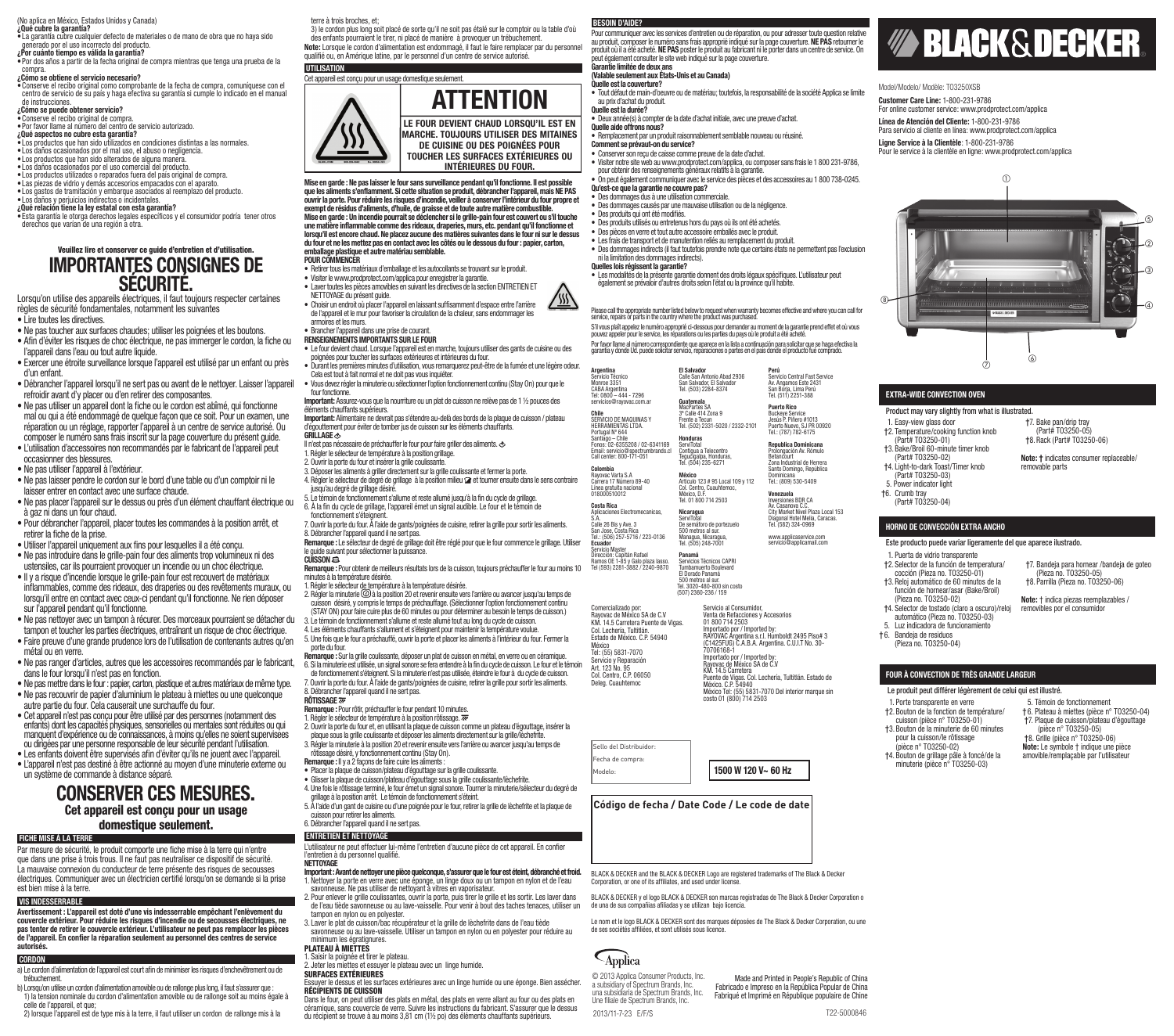(No aplica en México, Estados Unidos y Canada)

**¿Qué cubre la garantia?**
- La garantía cubre cualquier defecto de materiales o de mano de obra que no haya sido generado por el uso incorrecto del producto.

**¿Por cuánto tiempo es válida la garantía?**
- Por dos años a partir de la fecha original de compra mientras que tenga una prueba de la compra.

**¿Cómo se obtiene el servicio necesario?**
- Conserve el recibo original como comprobante de la fecha de compra, comuníquese con el centro de servicio de su país y haga efectiva su garantía si cumple lo indicado en el manual de instrucciones.

**¿Cómo se puede obtener servicio?**
- Conserve el recibo original de compra.
- Por favor llame al número del centro de servicio autorizado.

**¿Qué aspectos no cubre esta garantía?**
- Los productos que han sido utilizados en condiciones distintas a las normales.
- Los daños ocasionados por el mal uso, el abuso o negligencia.
- Los productos que han sido alterados de alguna manera.
- Los daños ocasionados por el uso comercial del producto.
- Los productos utilizados o reparados fuera del país original de compra.
- Las piezas de vidrio y demás accesorios empacados con el aparato.
- Los gastos de tramitación y embarque asociados al reemplazo del producto.
- Los daños y perjuicios indirectos o incidentales.

**¿Qué relación tiene la ley estatal con esta garantía?**
- Esta garantía le otorga derechos legales específicos y el consumidor podría tener otros derechos que varían de una región a otra.

**Veuillez lire et conserver ce guide d'entretien et d'utilisation.**

# IMPORTANTES CONSIGNES DE SÉCURITÉ.

Lorsqu'on utilise des appareils électriques, il faut toujours respecter certaines règles de sécurité fondamentales, notamment les suivantes
- Lire toutes les directives.
- Ne pas toucher aux surfaces chaudes; utiliser les poignées et les boutons.
- Afin d'éviter les risques de choc électrique, ne pas immerger le cordon, la fiche ou l'appareil dans l'eau ou tout autre liquide.
- Exercer une étroite surveillance lorsque l'appareil est utilisé par un enfant ou près d'un enfant.
- Débrancher l'appareil lorsqu'il ne sert pas ou avant de le nettoyer. Laisser l'appareil refroidir avant d'y placer ou d'en retirer des composantes.
- Ne pas utiliser un appareil dont la fiche ou le cordon est abîmé, qui fonctionne mal ou qui a été endommagé de quelque façon que ce soit. Pour un examen, une réparation ou un réglage, rapporter l'appareil à un centre de service autorisé. Ou composer le numéro sans frais inscrit sur la page couverture du présent guide.
- L'utilisation d'accessoires non recommandés par le fabricant de l'appareil peut occasionner des blessures.
- Ne pas utiliser l'appareil à l'extérieur.
- Ne pas laisser pendre le cordon sur le bord d'une table ou d'un comptoir ni le laisser entrer en contact avec une surface chaude.
- Ne pas placer l'appareil sur le dessus ou près d'un élément chauffant électrique ou à gaz ni dans un four chaud.
- Pour débrancher l'appareil, placer toutes les commandes à la position arrêt, et retirer la fiche de la prise.
- Utiliser l'appareil uniquement aux fins pour lesquelles il a été conçu.
- Ne pas introduire dans le grille-pain four des aliments trop volumineux ni des ustensiles, car ils pourraient provoquer un incendie ou un choc électrique.
- Il y a risque d'incendie lorsque le grille-pain four est recouvert de matériaux inflammables, comme des rideaux, des draperies ou des revêtements muraux, ou lorsqu'il entre en contact avec ceux-ci pendant qu'il fonctionne. Ne rien déposer sur l'appareil pendant qu'il fonctionne.
- Ne pas nettoyer avec un tampon à récurer. Des morceaux pourraient se détacher du tampon et toucher les parties électriques, entraînant un risque de choc électrique.
- Faire preuve d'une grande prudence lors de l'utilisation de contenants autres qu'en métal ou en verre.
- Ne pas ranger d'articles, autres que les accessoires recommandés par le fabricant, dans le four lorsqu'il n'est pas en fonction.
- Ne pas mettre dans le four : papier, carton, plastique et autres matériaux de même type.
- Ne pas recouvrir de papier d'aluminium le plateau à miettes ou une quelconque autre partie du four. Cela causerait une surchauffe du four.
- Cet appareil n'est pas conçu pour être utilisé par des personnes (notamment des enfants) dont les capacités physiques, sensorielles ou mentales sont réduites ou qui manquent d'expérience ou de connaissances, à moins qu'elles ne soient supervisées ou dirigées par une personne responsable de leur sécurité pendant l'utilisation.
- Les enfants doivent être supervisés afin d'éviter qu'ils ne jouent avec l'appareil.
- L'appareil n'est pas destiné à être actionné au moyen d'une minuterie externe ou un système de commande à distance séparé.

# CONSERVER CES MESURES.

**Cet appareil est conçu pour un usage domestique seulement.**

## FICHE MISE À LA TERRE

Par mesure de sécurité, le produit comporte une fiche mise à la terre qui n'entre que dans une prise à trois trous. Il ne faut pas neutraliser ce dispositif de sécurité. La mauvaise connexion du conducteur de terre présente des risques de secousses électriques. Communiquer avec un électricien certifié lorsqu'on se demande si la prise est bien mise à la terre.

## VIS INDESSERRABLE

**Avertissement : L'appareil est doté d'une vis indesserrable empêchant l'enlèvement du couvercle extérieur. Pour réduire les risques d'incendie ou de secousses électriques, ne pas tenter de retirer le couvercle extérieur. L'utilisateur ne peut pas remplacer les pièces de l'appareil. En confier la réparation seulement au personnel des centres de service autorisés.**

## CORDON

a) Le cordon d'alimentation de l'appareil est court afin de minimiser les risques d'enchevêtrement ou de trébuchement.

b) Lorsqu'on utilise un cordon d'alimentation amovible ou de rallonge plus long, il faut s'assurer que :
1) la tension nominale du cordon d'alimentation amovible ou de rallonge soit au moins égale à celle de l'appareil, et que;
2) lorsque l'appareil est de type mis à la terre, il faut utiliser un cordon de rallonge mis à la terre à trois broches, et;
3) le cordon plus long soit placé de sorte qu'il ne soit pas étalé sur le comptoir ou la table d'où des enfants pourraient le tirer, ni placé de manière à provoquer un trébuchement.

**Note:** Lorsque le cordon d'alimentation est endommagé, il faut le faire remplacer par du personnel qualifié ou, en Amérique latine, par le personnel d'un centre de service autorisé.

## UTILISATION

Cet appareil est conçu pour un usage domestique seulement.

# ATTENTION

**LE FOUR DEVIENT CHAUD LORSQU'IL EST EN MARCHE. TOUJOURS UTILISER DES MITAINES DE CUISINE OU DES POIGNÉES POUR TOUCHER LES SURFACES EXTÉRIEURES OU INTÉRIEURES DU FOUR.**

**Mise en garde : Ne pas laisser le four sans surveillance pendant qu'il fonctionne. Il est possible que les aliments s'enflamment. Si cette situation se produit, débrancher l'appareil, mais NE PAS ouvrir la porte. Pour réduire les risques d'incendie, veiller à conserver l'intérieur du four propre et exempt de résidus d'aliments, d'huile, de graisse et de toute autre matière combustible.**
**Mise en garde : Un incendie pourrait se déclencher si le grille-pain four est couvert ou s'il touche une matière inflammable comme des rideaux, draperies, murs, etc. pendant qu'il fonctionne et lorsqu'il est encore chaud. Ne placez aucune des matières suivantes dans le four ni sur le dessus du four et ne les mettez pas en contact avec les côtés ou le dessous du four : papier, carton, emballage plastique et autre matériau semblable.**

**POUR COMMENCER**
- Retirer tous les matériaux d'emballage et les autocollants se trouvant sur le produit.
- Visiter le www.prodprotect.com/applica pour enregistrer la garantie.
- Laver toutes les pièces amovibles en suivant les directives de la section ENTRETIEN ET NETTOYAGE du présent guide.
- Choisir un endroit où placer l'appareil en laissant suffisamment d'espace entre l'arrière de l'appareil et le mur pour favoriser la circulation de la chaleur, sans endommager les armoires et les murs.
- Brancher l'appareil dans une prise de courant.

**RENSEIGNEMENTS IMPORTANTS SUR LE FOUR**
- Le four devient chaud. Lorsque l'appareil est en marche, toujours utiliser des gants de cuisine ou des poignées pour toucher les surfaces extérieures et intérieures du four.
- Durant les premières minutes d'utilisation, vous remarquerez peut-être de la fumée et une légère odeur. Cela est tout à fait normal et ne doit pas vous inquiéter.
- Vous devez régler la minuterie ou sélectionner l'option fonctionnement continu (Stay On) pour que le four fonctionne.

**Important:** Assurez-vous que la nourriture ou un plat de cuisson ne relève pas de 1 ½ pouces des éléments chauffants supérieurs.
**Important:** Alimentaire ne devrait pas s'étendre au-delà des bords de la plaque de cuisson / plateau d'égouttement pour éviter de tomber jus de cuisson sur les éléments chauffants.

**GRILLAGE**
Il n'est pas nécessaire de préchauffer le four pour faire griller des aliments.
1. Régler le sélecteur de température à la position grillage.
2. Ouvrir la porte du four et insérer la grille coulissante.
3. Déposer les aliments à griller directement sur la grille coulissante et fermer la porte.
4. Régler le sélecteur de degré de grillage à la position milieu et tourner ensuite dans le sens contraire jusqu'au degré de grillage désiré.
5. Le témoin de fonctionnement s'allume et reste allumé jusqu'à la fin du cycle de grillage.
6. À la fin du cycle de grillage, l'appareil émet un signal audible. Le four et le témoin de fonctionnement s'éteignent.
7. Ouvrir la porte du four. À l'aide de gants/poignées de cuisine, retirer la grille pour sortir les aliments.
8. Débrancher l'appareil quand il ne sert pas.

**Remarque :** Le sélecteur de degré de grillage doit être réglé pour que le four commence le grillage. Utiliser le guide suivant pour sélectionner la puissance.

**CUISSON**
**Remarque :** Pour obtenir de meilleurs résultats lors de la cuisson, toujours préchauffer le four au moins 10 minutes à la température désirée.
1. Régler le sélecteur de température à la température désirée.
2. Régler la minuterie à la position 20 et revenir ensuite vers l'arrière ou avancer jusqu'au temps de cuisson désiré, y compris le temps de préchauffage. (Sélectionner l'option fonctionnement continu (STAY ON) pour faire cuire plus de 60 minutes ou pour déterminer au besoin le temps de cuisson.)
3. Le témoin de fonctionnement s'allume et reste allumé tout au long du cycle de cuisson.
4. Les éléments chauffants s'allument et s'éteignent pour maintenir la température voulue.
5. Une fois que le four a préchauffé, ouvrir la porte et placer les aliments à l'intérieur du four. Fermer la porte du four.

**Remarque :** Sur la grille coulissante, déposer un plat de cuisson en métal, en verre ou en céramique.
6. Si la minuterie est utilisée, un signal sonore se fera entendre à la fin du cycle de cuisson. Le four et le témoin de fonctionnement s'éteignent. Si la minuterie n'est pas utilisée, éteindre le four à du cycle de cuisson.
7. Ouvrir la porte du four. À l'aide de gants/poignées de cuisine, retirer la grille pour sortir les aliments.
8. Débrancher l'appareil quand il ne sert pas.

**RÔTISSAGE**
**Remarque :** Pour rôtir, préchauffer le four pendant 10 minutes.
1. Régler le sélecteur de température à la position rôtissage.
2. Ouvrir la porte du four et, en utilisant la plaque de cuisson comme un plateau d'égouttage, insérer la plaque sous la grille coulissante et déposer les aliments directement sur la grille/lèchefrite.
3. Régler la minuterie à la position 20 et revenir ensuite vers l'arrière ou avancer jusqu'au temps de rôtissage désiré, y fonctionnement continu (Stay On).

**Remarque :** Il y a 2 façons de faire cuire les aliments :
- Placer la plaque de cuisson/plateau d'égouttage sur la grille coulissante.
- Glisser la plaque de cuisson/plateau d'égouttage sous la grille coulissante/lèchefrite.
4. Une fois le rôtissage terminé, le four émet un signal sonore. Tourner la minuterie/sélecteur du degré de grillage à la position arrêt. Le témoin de fonctionnement s'éteint.
5. À l'aide d'un gant de cuisine ou d'une poignée pour le four, retirer la grille de lèchefrite et la plaque de cuisson pour retirer les aliments.
6. Débrancher l'appareil quand il ne sert pas.

## ENTRETIEN ET NETTOYAGE

L'utilisateur ne peut effectuer lui-même l'entretien d'aucune pièce de cet appareil. En confier l'entretien à du personnel qualifié.

**NETTOYAGE**
**Important : Avant de nettoyer une pièce quelconque, s'assurer que le four est éteint, débranché et froid.**
1. Nettoyer la porte en verre avec une éponge, un linge doux ou un tampon en nylon et de l'eau savonneuse. Ne pas utiliser de nettoyant à vitres en vaporisateur.
2. Pour enlever le grille coulissantes, ouvrir la porte, puis tirer le grille et les sortir. Les laver dans de l'eau tiède savonneuse ou au lave-vaisselle. Pour venir à bout des taches tenaces, utiliser un tampon en nylon ou en polyester.
3. Laver le plat de cuisson/bac récupérateur et la grille de lèchefrite dans de l'eau tiède savonneuse ou au lave-vaisselle. Utiliser un tampon en nylon ou en polyester pour réduire au minimum les égratignures.

**PLATEAU À MIETTES**
1. Saisir la poignée et tirer le plateau.
2. Jeter les miettes et essuyer le plateau avec un linge humide.

**SURFACES EXTÉRIEURES**
Essuyer le dessus et les surfaces extérieures avec un linge humide ou une éponge. Bien assécher.

**RÉCIPIENTS DE CUISSON**
Dans le four, on peut utiliser des plats en métal, des plats en verre allant au four ou des plats en céramique, sans couvercle de verre. Suivre les instructions du fabricant. S'assurer que le dessus du récipient se trouve à au moins 3,81 cm (1½ po) des éléments chauffants supérieurs.

## BESOIN D'AIDE?

Pour communiquer avec les services d'entretien ou de réparation, ou pour adresser toute question relative au produit, composer le numéro sans frais approprié indiqué sur la page couverture. **NE PAS** retourner le produit où il a été acheté. **NE PAS** poster le produit au fabricant ni le porter dans un centre de service. On peut également consulter le site web indiqué sur la page couverture.

**Garantie limitée de deux ans**
**(Valable seulement aux États-Unis et au Canada)**

**Quelle est la couverture?**
- Tout défaut de main-d'oeuvre ou de matériau; toutefois, la responsabilité de la société Applica se limite au prix d'achat du produit.

**Quelle est la durée?**
- Deux année(s) à compter de la date d'achat initiale, avec une preuve d'achat.

**Quelle aide offrons nous?**
- Remplacement par un produit raisonnablement semblable nouveau ou réusiné.

**Comment se prévaut-on du service?**
- Conserver son reçu de caisse comme preuve de la date d'achat.
- Visiter notre site web au www.prodprotect.com/applica, ou composer sans frais le 1 800 231-9786, pour obtenir des renseignements généraux relatifs à la garantie.
- On peut également communiquer avec le service des pièces et des accessoires au 1 800 738-0245.

**Qu'est-ce que la garantie ne couvre pas?**
- Des dommages dus à une utilisation commerciale.
- Des dommages causés par une mauvaise utilisation ou de la négligence.
- Des produits qui ont été modifiés.
- Des produits utilisés ou entretenus hors du pays où ils ont été achetés.
- Des pièces en verre et tout autre accessoire emballés avec le produit.
- Les frais de transport et de manutention reliés au remplacement du produit.
- Des dommages indirects (il faut toutefois prendre note que certains états ne permettent pas l'exclusion ni la limitation des dommages indirects).

**Quelles lois régissent la garantie?**
- Les modalités de la présente garantie donnent des droits légaux spécifiques. L'utilisateur peut également se prévaloir d'autres droits selon l'état ou la province qu'il habite.

Please call the appropriate number listed below to request when warranty becomes effective and where you can call for service, repairs or parts in the country where the product was purchased.

S'il vous plaît appelez le numéro approprié ci-dessous pour demander au moment de la garantie prend effet et où vous pouvez appeler pour le service, les réparations ou les parties du pays où le produit a été acheté.

Por favor llame al número correspondiente que aparece en la lista a continuación para solicitar que se haga efectiva la garantía y donde Ud. puede solicitar servicio, reparaciones o partes en el país donde el producto fué comprado.

**Argentina**
Servicio Técnico
Monroe 3351
CABA Argentina
Tel: 0800 – 444 - 7296
servicios@rayovac.com.ar

**Chile**
SERVICIO DE MAQUINAS Y HERRAMIENTAS LTDA.
Portugal N° 644
Santiago – Chile
Fonos: 02-6355208 / 02-6341169
Email: servicio@spectrumbrands.cl
Call center: 800-171-051

**Colombia**
Rayovac Varta S.A
Carrera 17 Número 89-40
Línea gratuita nacional
018000510012

**Costa Rica**
Aplicaciones Electromecanicas, S.A.
Calle 26 Bis y Ave. 3
San Jose, Costa Rica
Tel.: (506) 257-5716 / 223-0136

**Ecuador**
Servicio Master
Dirección: Capitán Rafael Ramos OE 1-85 y Galo plaza lasso.
Tel (593) 2281-3882 / 2240-9870

**El Salvador**
Calle San Antonio Abad 2936
San Salvador, El Salvador
Tel. (503) 2284-8374

**Guatemala**
MacPartes SA
3ª Calle 414 Zona 9
Frente a Tecun
Tel. (502) 2331-5020 / 2332-2101

**Honduras**
ServiTotal
Contigua a Telecentro
Tegucigalpa, Honduras,
Tel. (504) 235-6271

**México**
Articulo 123 # 95 Local 109 y 112
Col. Centro, Cuauhtemoc,
México, D.F.
Tel. 01 800 714 2503

**Nicaragua**
ServiTotal
De semáforo de portezuelo
500 metros al sur.
Managua, Nicaragua,
Tel. (505) 248-7001

**Panamá**
Servicios Técnicos CAPRI
Tumbamuerto Boulevard
El Dorado Panamá
500 metros al sur.
Tel. 3020-480-800 sin costo
(507) 2360-236 / 159

**Perú**
Servicio Central Fast Service
Av. Angamos Este 2431
San Borja, Lima Perú
Tel. (511) 2251-388

**Puerto Rico**
Buckeye Service
Jesús P. Piñero #1013
Puerto Nuevo, SJ PR 00920
Tel.: (787) 782-6175

**Republica Dominicana**
Prolongación Av. Rómulo Betancourt
Zona Industrial de Herrera
Santo Domingo, República Dominicana
Tel.: (809) 530-5409

**Venezuela**
Inversiones BDR CA
Av. Casanova C.C.
City Market Nivel Plaza Local 153
Diagonal Hotel Melia, Caracas.
Tel. (582) 324-0969

www.applicaservice.com
servicio@applicamail.com

Comercializado por:
Rayovac de México SA de C.V
KM. 14.5 Carretera Puente de Vigas.
Col. Lechería, Tultitlán.
Estado de México. C.P. 54940
México
Tel: (55) 5831-7070
Servicio y Reparación
Art. 123 No. 95
Col. Centro, C.P. 06050
Deleg. Cuauhtemoc

Servicio al Consumidor,
Venta de Refacciones y Accesorios
01 800 714 2503
Importado por / Imported by:
RAYOVAC Argentina s.r.l. Humboldt 2495 Piso# 3
(C1425FUG) C.A.B.A. Argentina. C.U.I.T No. 30-70706168-1
Importado por / Imported by:
Rayovac de México SA de C.V
KM. 14.5 Carretera
Puente de Vigas, Col. Lechería, Tultitlán. Estado de México. C.P. 54940
México Tel: (55) 5831-7070 Del interior marque sin costo 01 (800) 714 2503

Sello del Distribuidor:
Fecha de compra:
Modelo:

**1500 W 120 V~ 60 Hz**

**Código de fecha / Date Code / Le code de date**

BLACK & DECKER and the BLACK & DECKER Logo are registered trademarks of The Black & Decker Corporation, or one of its affiliates, and used under license.

BLACK & DECKER y el logo BLACK & DECKER son marcas registradas de The Black & Decker Corporation o de una de sus compañías afiliadas y se utilizan bajo licencia.

Le nom et le logo BLACK & DECKER sont des marques déposées de The Black & Decker Corporation, ou une de ses sociétés affiliées, et sont utilisés sous licence.

Applica

© 2013 Applica Consumer Products, Inc. a subsidiary of Spectrum Brands, Inc. una subsidiaria de Spectrum Brands, Inc. Une filiale de Spectrum Brands, Inc.

Made and Printed in People's Republic of China
Fabricado e Impreso en la República Popular de China
Fabriqué et Imprimé en République populaire de Chine

2013/11-7-23 E/F/S

T22-5000846

BLACK&DECKER

Model/Modelo/ Modèle: TO3250XSB

**Customer Care Line:** 1-800-231-9786
For online customer service: www.prodprotect.com/applica

**Línea de Atención del Cliente:** 1-800-231-9786
Para servicio al cliente en línea: www.prodprotect.com/applica

**Ligne Service à la Clientèle**: 1-800-231-9786
Pour le service à la clientèle en ligne: www.prodprotect.com/applica

## EXTRA-WIDE CONVECTION OVEN

Product may vary slightly from what is illustrated.
1. Easy-view glass door
†2. Temperature/cooking function knob (Part# TO3250-01)
†3. Bake/Broil 60-minute timer knob (Part# TO3250-02)
†4. Light-to-dark Toast/Timer knob (Part# TO3250-03)
5. Power indicator light
†6. Crumb tray (Part# TO3250-04)
†7. Bake pan/drip tray (Part# TO3250-05)
†8. Rack (Part# TO3250-06)

**Note:** † indicates consumer replaceable/removable parts

## HORNO DE CONVECCIÓN EXTRA ANCHO

Este producto puede variar ligeramente del que aparece ilustrado.
1. Puerta de vidrio transparente
†2. Selector de la función de temperatura/cocción (Pieza no. TO3250-01)
†3. Reloj automático de 60 minutos de la función de hornear/asar (Bake/Broil) (Pieza no. TO3250-02)
†4. Selector de tostado (claro a oscuro)/reloj automático (Pieza no. TO3250-03)
5. Luz indicadora de funcionamiento
†6. Bandeja de residuos (Pieza no. TO3250-04)
†7. Bandeja para hornear /bandeja de goteo (Pieza no. TO3250-05)
†8. Parrilla (Pieza no. TO3250-06)

**Nota:** † indica piezas reemplazables / removibles por el consumidor

## FOUR À CONVECTION DE TRÈS GRANDE LARGEUR

Le produit peut différer légèrement de celui qui est illustré.
1. Porte transparente en verre
†2. Bouton de la fonction de température/cuisson (pièce n° TO3250-01)
†3. Bouton de la minuterie de 60 minutes pour la cuisson/le rôtissage (pièce n° TO3250-02)
†4. Bouton de grillage pâle à foncé/de la minuterie (pièce n° TO3250-03)
5. Témoin de fonctionnement
†6. Plateau à miettes (pièce n° TO3250-04)
†7. Plaque de cuisson/plateau d'égouttage (pièce n° TO3250-05)
†8. Grille (pièce n° TO3250-06)

**Note:** Le symbole † indique une pièce amovible/remplaçable par l'utilisateur